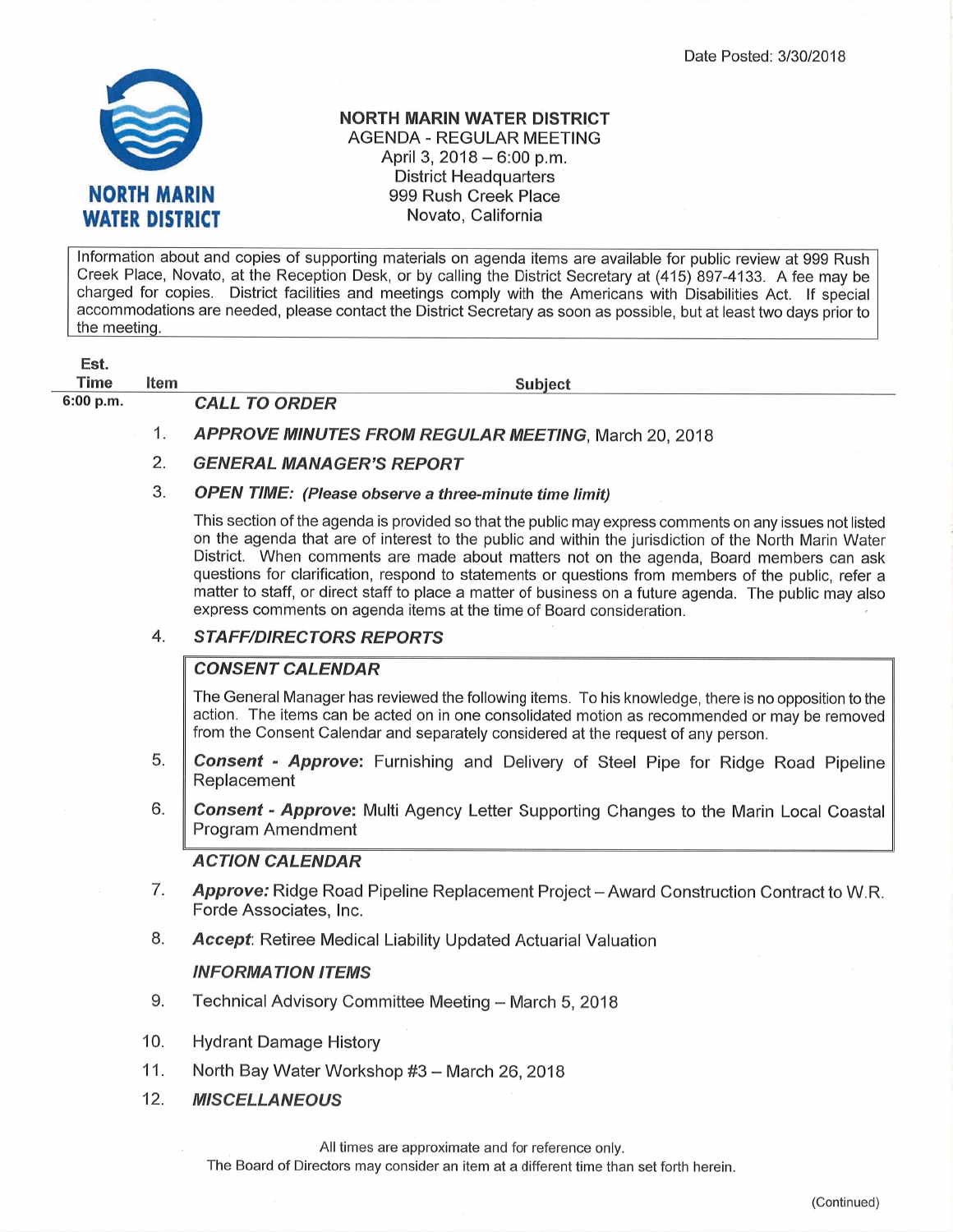Date Posted: 3/30/2018

NORTH MARIN WATER DISTRICT

# NORTH MARIN WATER DISTRICT

AGENDA - REGULAR MEETING
April 3, 2018 – 6:00 p.m.
District Headquarters
999 Rush Creek Place
Novato, California

Information about and copies of supporting materials on agenda items are available for public review at 999 Rush Creek Place, Novato, at the Reception Desk, or by calling the District Secretary at (415) 897-4133. A fee may be charged for copies. District facilities and meetings comply with the Americans with Disabilities Act. If special accommodations are needed, please contact the District Secretary as soon as possible, but at least two days prior to the meeting.

| Est. Time | Item | Subject |
|---|---|---|
| 6:00 p.m. | | ***CALL TO ORDER*** |
| | 1. | ***APPROVE MINUTES FROM REGULAR MEETING***, March 20, 2018 |
| | 2. | ***GENERAL MANAGER'S REPORT*** |
| | 3. | ***OPEN TIME: (Please observe a three-minute time limit)*** |

This section of the agenda is provided so that the public may express comments on any issues not listed on the agenda that are of interest to the public and within the jurisdiction of the North Marin Water District. When comments are made about matters not on the agenda, Board members can ask questions for clarification, respond to statements or questions from members of the public, refer a matter to staff, or direct staff to place a matter of business on a future agenda. The public may also express comments on agenda items at the time of Board consideration.

4. ***STAFF/DIRECTORS REPORTS***

***CONSENT CALENDAR***

The General Manager has reviewed the following items. To his knowledge, there is no opposition to the action. The items can be acted on in one consolidated motion as recommended or may be removed from the Consent Calendar and separately considered at the request of any person.

5. ***Consent - Approve***: Furnishing and Delivery of Steel Pipe for Ridge Road Pipeline Replacement

6. ***Consent - Approve***: Multi Agency Letter Supporting Changes to the Marin Local Coastal Program Amendment

***ACTION CALENDAR***

7. ***Approve:*** Ridge Road Pipeline Replacement Project – Award Construction Contract to W.R. Forde Associates, Inc.

8. ***Accept***: Retiree Medical Liability Updated Actuarial Valuation

***INFORMATION ITEMS***

9. Technical Advisory Committee Meeting – March 5, 2018

10. Hydrant Damage History

11. North Bay Water Workshop #3 – March 26, 2018

12. ***MISCELLANEOUS***

All times are approximate and for reference only.
The Board of Directors may consider an item at a different time than set forth herein.

(Continued)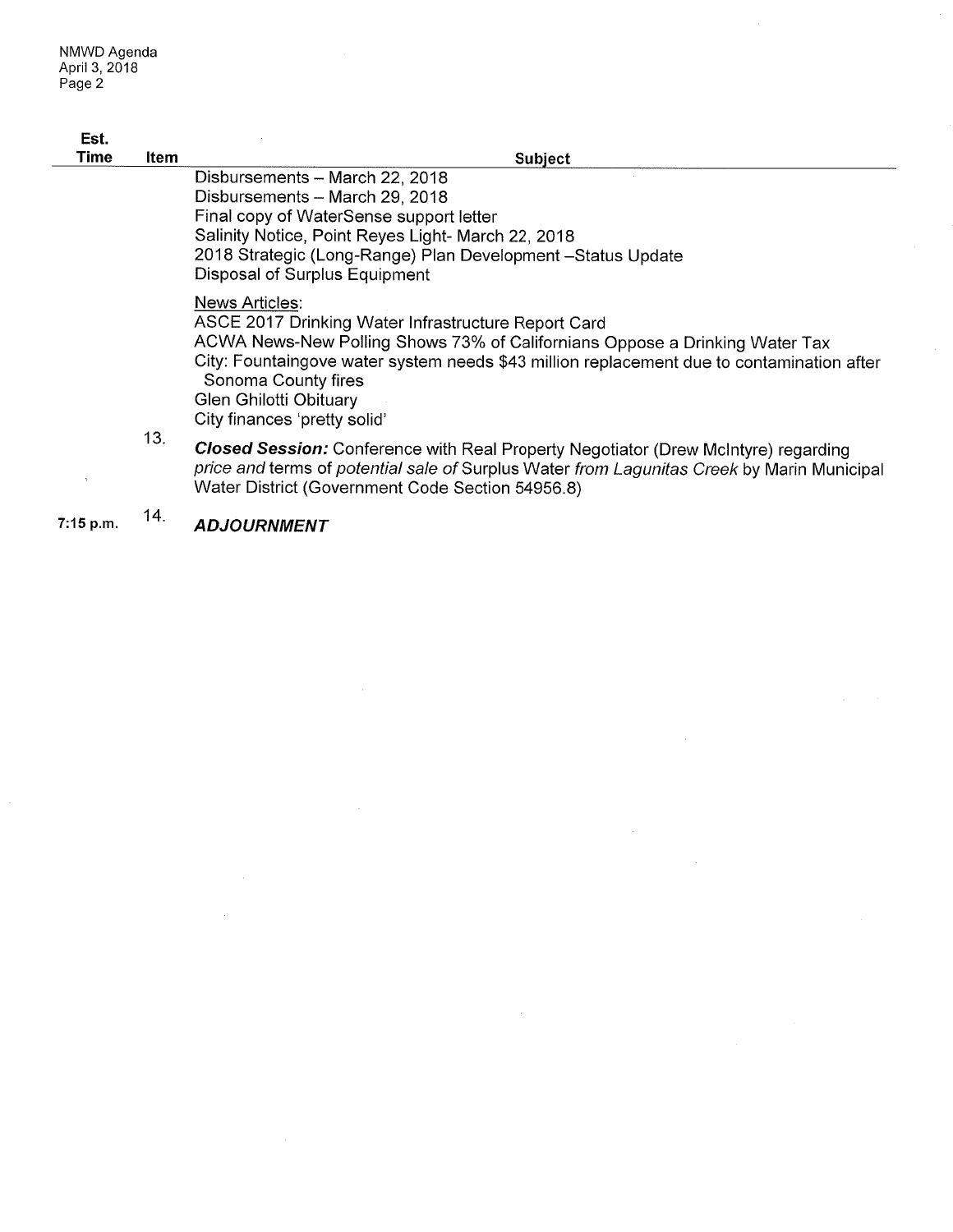| Est. Time | Item | Subject |
|---|---|---|
| | | Disbursements – March 22, 2018<br>Disbursements – March 29, 2018<br>Final copy of WaterSense support letter<br>Salinity Notice, Point Reyes Light- March 22, 2018<br>2018 Strategic (Long-Range) Plan Development –Status Update<br>Disposal of Surplus Equipment |
| | | News Articles:<br>ASCE 2017 Drinking Water Infrastructure Report Card<br>ACWA News-New Polling Shows 73% of Californians Oppose a Drinking Water Tax<br>City: Fountaingove water system needs $43 million replacement due to contamination after Sonoma County fires<br>Glen Ghilotti Obituary<br>City finances 'pretty solid' |
| | 13. | ***Closed Session:*** Conference with Real Property Negotiator (Drew McIntyre) regarding *price and* terms of *potential sale of* Surplus Water *from Lagunitas Creek* by Marin Municipal Water District (Government Code Section 54956.8) |
| 7:15 p.m. | 14. | ***ADJOURNMENT*** |